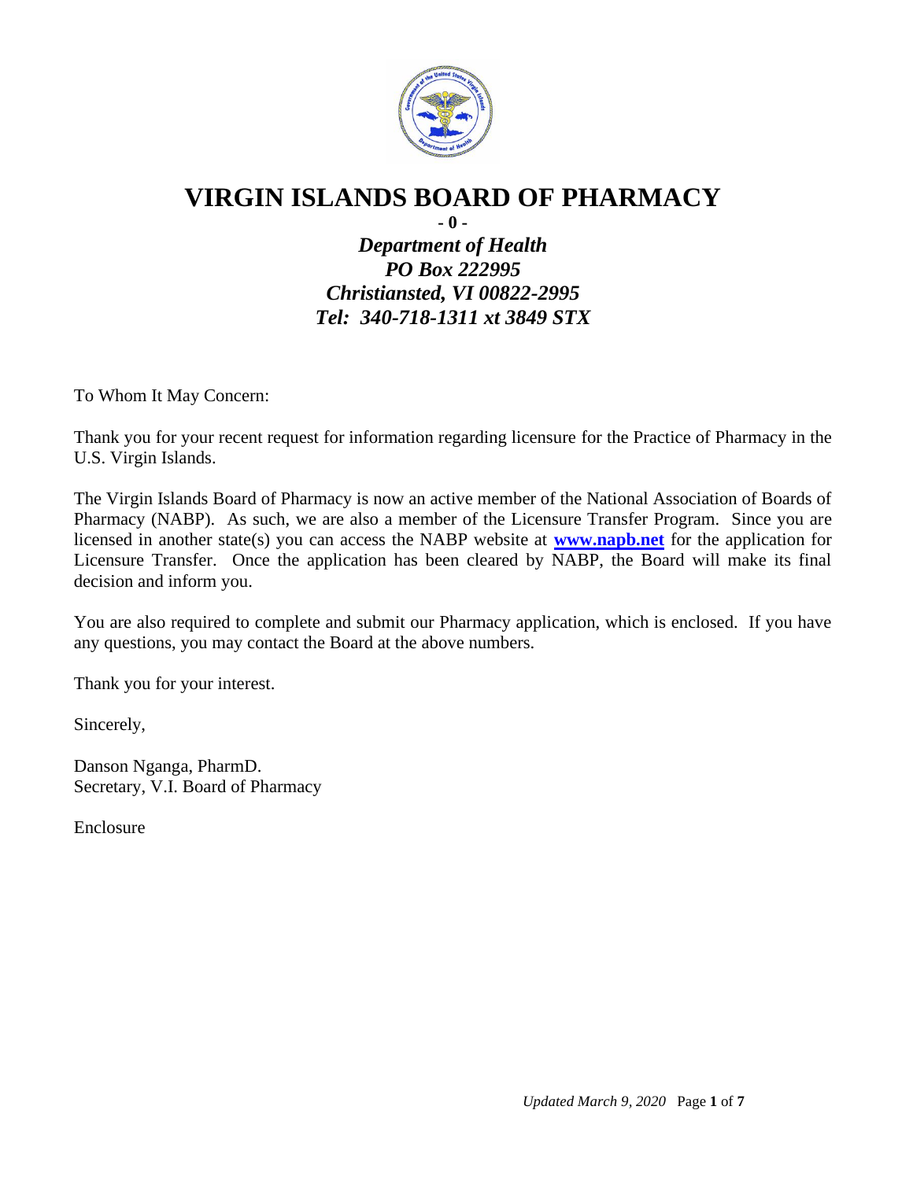# VIRGIN ISLANDS BOARD OF PHARMACY

**- 0 -**

***Department of Health***
***PO Box 222995***
***Christiansted, VI 00822-2995***
***Tel: 340-718-1311 xt 3849 STX***

To Whom It May Concern:

Thank you for your recent request for information regarding licensure for the Practice of Pharmacy in the U.S. Virgin Islands.

The Virgin Islands Board of Pharmacy is now an active member of the National Association of Boards of Pharmacy (NABP). As such, we are also a member of the Licensure Transfer Program. Since you are licensed in another state(s) you can access the NABP website at **www.napb.net** for the application for Licensure Transfer. Once the application has been cleared by NABP, the Board will make its final decision and inform you.

You are also required to complete and submit our Pharmacy application, which is enclosed. If you have any questions, you may contact the Board at the above numbers.

Thank you for your interest.

Sincerely,

Danson Nganga, PharmD.
Secretary, V.I. Board of Pharmacy

Enclosure

*Updated March 9, 2020*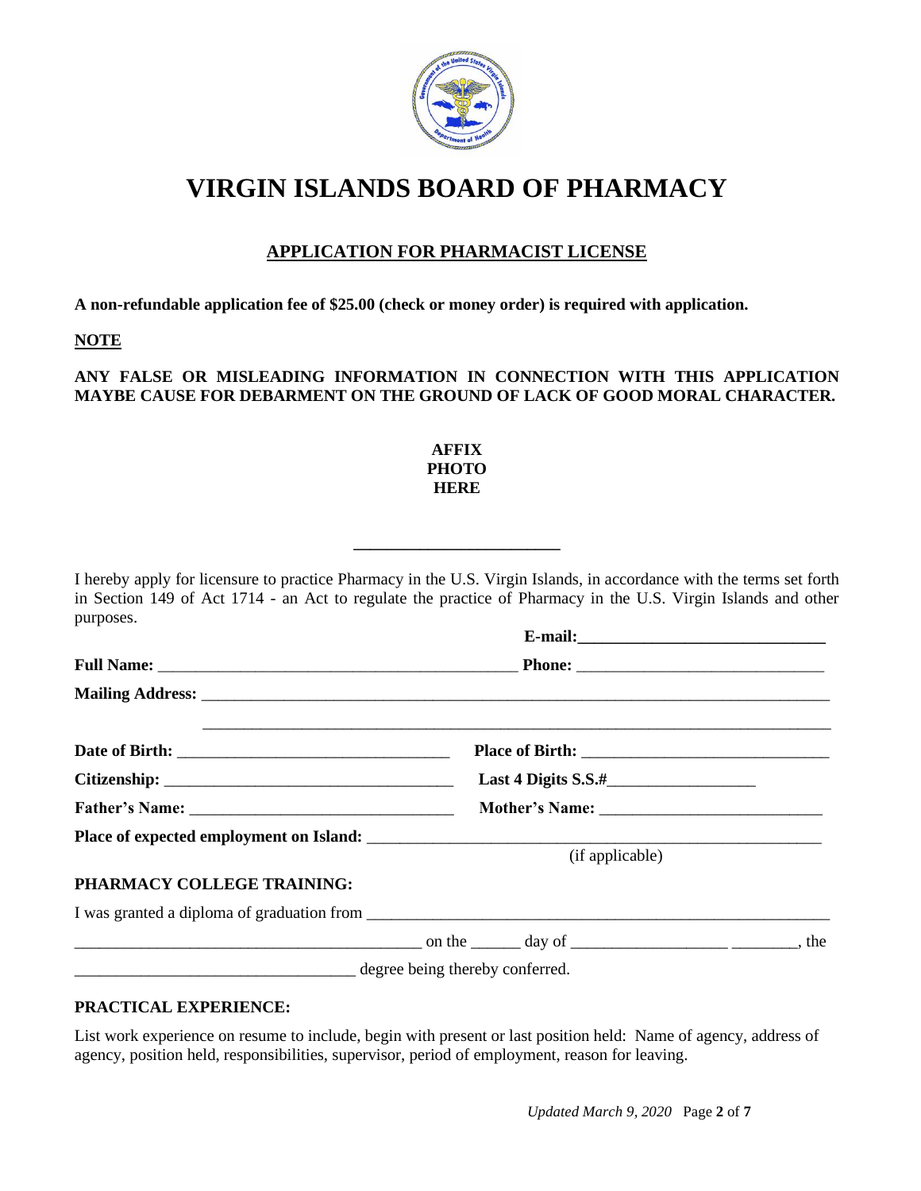# VIRGIN ISLANDS BOARD OF PHARMACY

## APPLICATION FOR PHARMACIST LICENSE

**A non-refundable application fee of $25.00 (check or money order) is required with application.**

**NOTE**

**ANY FALSE OR MISLEADING INFORMATION IN CONNECTION WITH THIS APPLICATION MAYBE CAUSE FOR DEBARMENT ON THE GROUND OF LACK OF GOOD MORAL CHARACTER.**

**AFFIX PHOTO HERE**

________________________

I hereby apply for licensure to practice Pharmacy in the U.S. Virgin Islands, in accordance with the terms set forth in Section 149 of Act 1714 - an Act to regulate the practice of Pharmacy in the U.S. Virgin Islands and other purposes.

**E-mail:** ______________________________

**Full Name:** ____________________________________________ **Phone:** ______________________________

**Mailing Address:** ____________________________________________________________________________

____________________________________________________________________________

**Date of Birth:** ________________________________ **Place of Birth:** ______________________________

**Citizenship:** __________________________________ **Last 4 Digits S.S.#**_________________

**Father's Name:** _______________________________ **Mother's Name:** __________________________

**Place of expected employment on Island:** _______________________________________________________
(if applicable)

**PHARMACY COLLEGE TRAINING:**

I was granted a diploma of graduation from _________________________________________________________

__________________________________________ on the ______ day of __________________ ________, the

__________________________________ degree being thereby conferred.

**PRACTICAL EXPERIENCE:**

List work experience on resume to include, begin with present or last position held: Name of agency, address of agency, position held, responsibilities, supervisor, period of employment, reason for leaving.

*Updated March 9, 2020*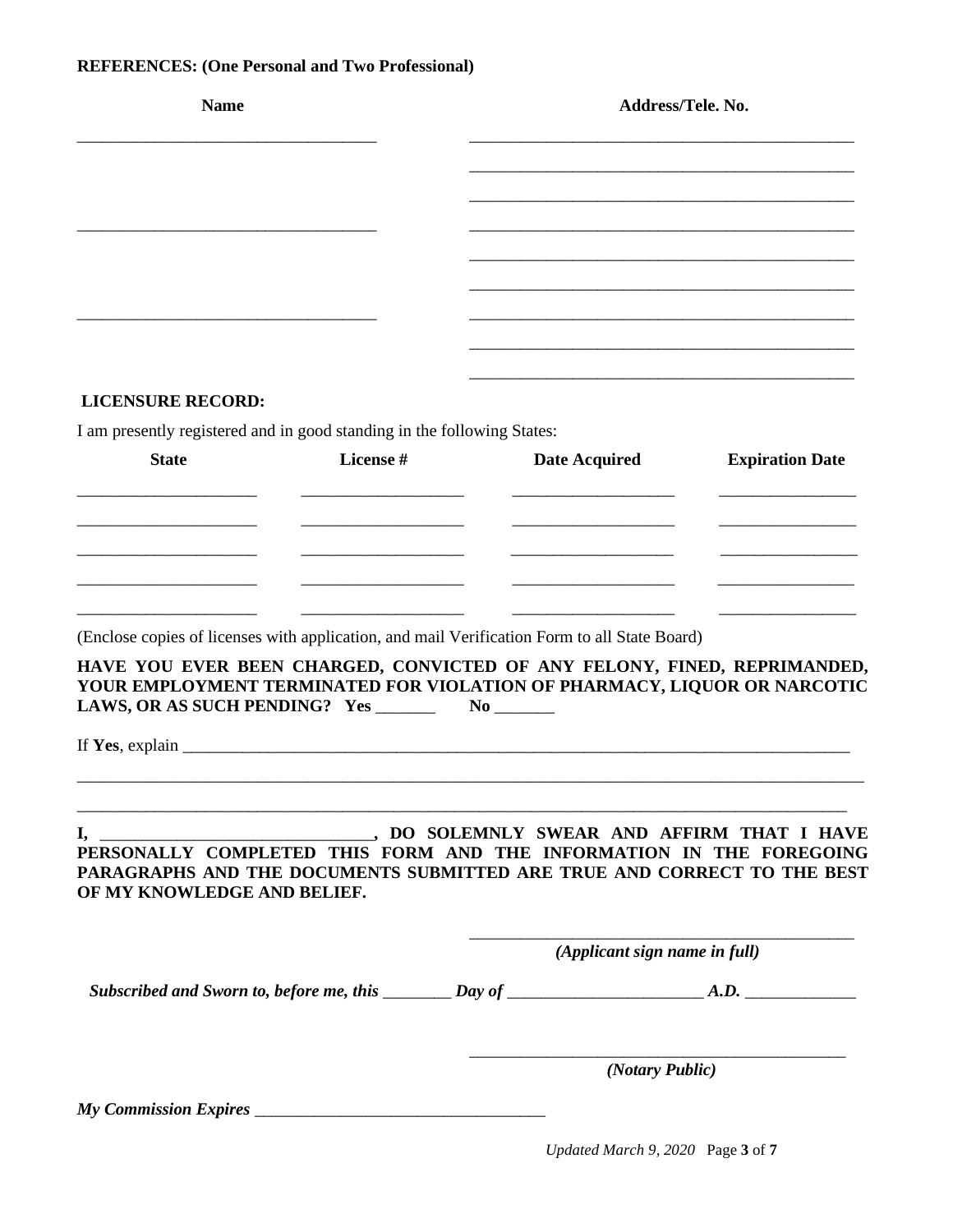**REFERENCES: (One Personal and Two Professional)**

| Name | Address/Tele. No. |
|---|---|
| ___________________________________ | ______________________________________________ |
| | ______________________________________________ |
| | ______________________________________________ |
| ___________________________________ | ______________________________________________ |
| | ______________________________________________ |
| | ______________________________________________ |
| ___________________________________ | ______________________________________________ |
| | ______________________________________________ |
| | ______________________________________________ |

**LICENSURE RECORD:**

I am presently registered and in good standing in the following States:

| State | License # | Date Acquired | Expiration Date |
|---|---|---|---|
| _____________________ | ___________________ | ___________________ | ________________ |
| _____________________ | ___________________ | ___________________ | ________________ |
| _____________________ | ___________________ | ___________________ | ________________ |
| _____________________ | ___________________ | ___________________ | ________________ |
| _____________________ | ___________________ | ___________________ | ________________ |

(Enclose copies of licenses with application, and mail Verification Form to all State Board)

**HAVE YOU EVER BEEN CHARGED, CONVICTED OF ANY FELONY, FINED, REPRIMANDED, YOUR EMPLOYMENT TERMINATED FOR VIOLATION OF PHARMACY, LIQUOR OR NARCOTIC LAWS, OR AS SUCH PENDING? Yes** _______ **No** _______

If **Yes**, explain ___________________________________________________________________________________

_____________________________________________________________________________________________________

_____________________________________________________________________________________________________

**I, ________________________________, DO SOLEMNLY SWEAR AND AFFIRM THAT I HAVE PERSONALLY COMPLETED THIS FORM AND THE INFORMATION IN THE FOREGOING PARAGRAPHS AND THE DOCUMENTS SUBMITTED ARE TRUE AND CORRECT TO THE BEST OF MY KNOWLEDGE AND BELIEF.**

_____________________________________________

***(Applicant sign name in full)***

***Subscribed and Sworn to, before me, this*** ________ ***Day of*** _______________________ ***A.D.*** _____________

_____________________________________________

***(Notary Public)***

***My Commission Expires*** ___________________________________

*Updated March 9, 2020*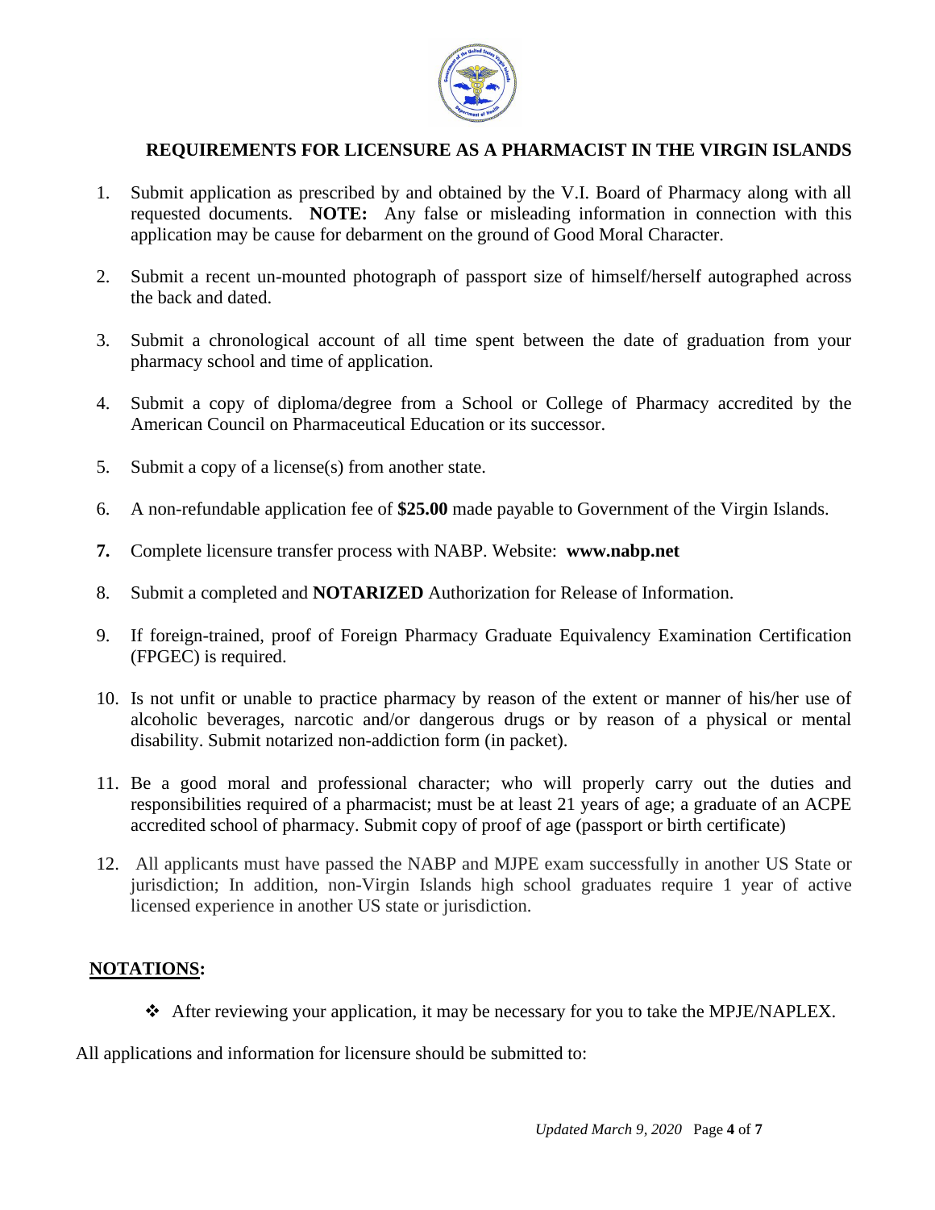## REQUIREMENTS FOR LICENSURE AS A PHARMACIST IN THE VIRGIN ISLANDS

1. Submit application as prescribed by and obtained by the V.I. Board of Pharmacy along with all requested documents. **NOTE:** Any false or misleading information in connection with this application may be cause for debarment on the ground of Good Moral Character.

2. Submit a recent un-mounted photograph of passport size of himself/herself autographed across the back and dated.

3. Submit a chronological account of all time spent between the date of graduation from your pharmacy school and time of application.

4. Submit a copy of diploma/degree from a School or College of Pharmacy accredited by the American Council on Pharmaceutical Education or its successor.

5. Submit a copy of a license(s) from another state.

6. A non-refundable application fee of **$25.00** made payable to Government of the Virgin Islands.

7. Complete licensure transfer process with NABP. Website: **www.nabp.net**

8. Submit a completed and **NOTARIZED** Authorization for Release of Information.

9. If foreign-trained, proof of Foreign Pharmacy Graduate Equivalency Examination Certification (FPGEC) is required.

10. Is not unfit or unable to practice pharmacy by reason of the extent or manner of his/her use of alcoholic beverages, narcotic and/or dangerous drugs or by reason of a physical or mental disability. Submit notarized non-addiction form (in packet).

11. Be a good moral and professional character; who will properly carry out the duties and responsibilities required of a pharmacist; must be at least 21 years of age; a graduate of an ACPE accredited school of pharmacy. Submit copy of proof of age (passport or birth certificate)

12. All applicants must have passed the NABP and MJPE exam successfully in another US State or jurisdiction; In addition, non-Virgin Islands high school graduates require 1 year of active licensed experience in another US state or jurisdiction.

**NOTATIONS:**

- After reviewing your application, it may be necessary for you to take the MPJE/NAPLEX.

All applications and information for licensure should be submitted to:

*Updated March 9, 2020*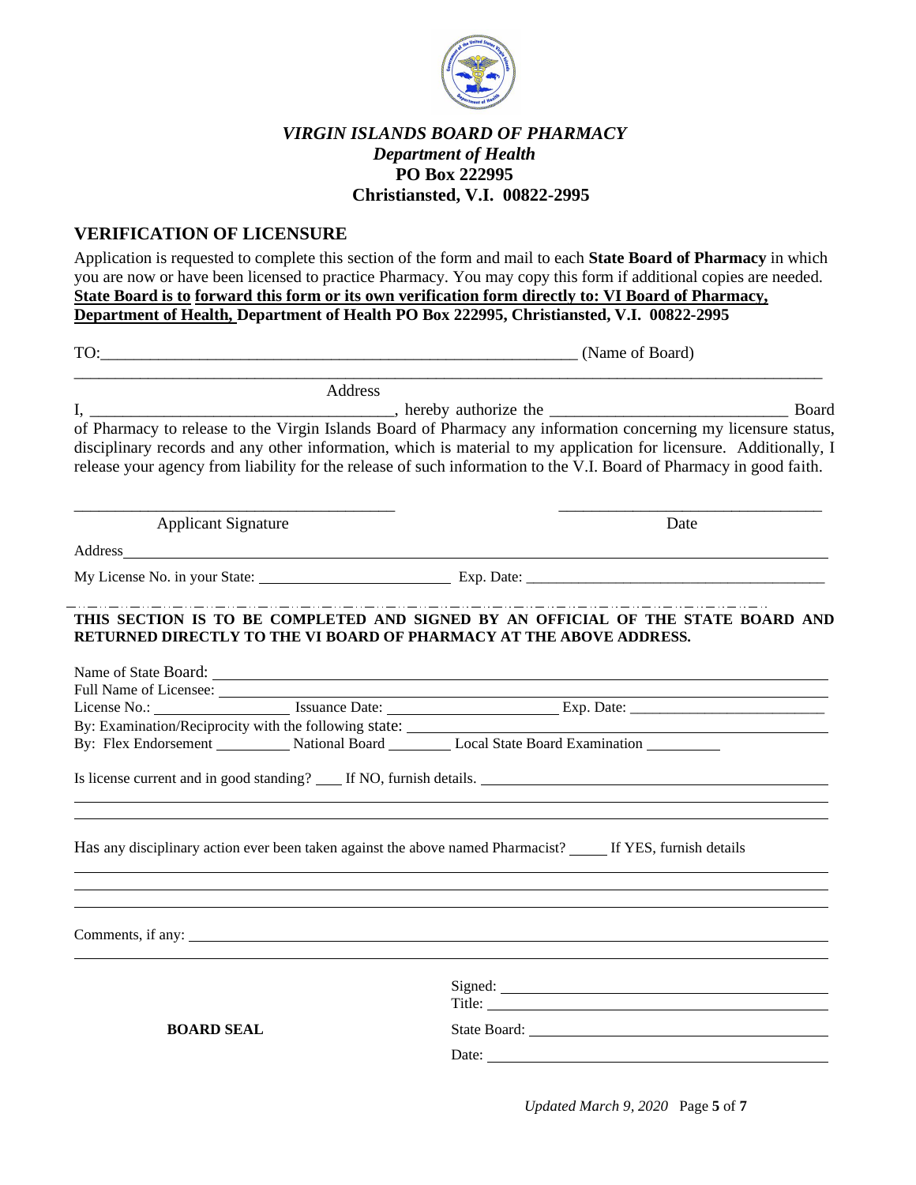*VIRGIN ISLANDS BOARD OF PHARMACY*

***Department of Health***

**PO Box 222995**

**Christiansted, V.I. 00822-2995**

## VERIFICATION OF LICENSURE

Application is requested to complete this section of the form and mail to each **State Board of Pharmacy** in which you are now or have been licensed to practice Pharmacy. You may copy this form if additional copies are needed. **State Board is to forward this form or its own verification form directly to: VI Board of Pharmacy, Department of Health, Department of Health PO Box 222995, Christiansted, V.I. 00822-2995**

TO:___________________________________________________________ (Name of Board)

_____________________________________________________________________________________________

Address

I, _____________________________________, hereby authorize the _____________________________ Board of Pharmacy to release to the Virgin Islands Board of Pharmacy any information concerning my licensure status, disciplinary records and any other information, which is material to my application for licensure. Additionally, I release your agency from liability for the release of such information to the V.I. Board of Pharmacy in good faith.

_______________________________________ _________________________________

Applicant Signature Date

Address_________________________________________________________________________________

My License No. in your State: __________________________ Exp. Date: _______________________________________

**THIS SECTION IS TO BE COMPLETED AND SIGNED BY AN OFFICIAL OF THE STATE BOARD AND RETURNED DIRECTLY TO THE VI BOARD OF PHARMACY AT THE ABOVE ADDRESS.**

Name of State Board: ___________________________________________________________________________

Full Name of Licensee: _________________________________________________________________________

License No.: __________________ Issuance Date: ______________________ Exp. Date: _________________________

By: Examination/Reciprocity with the following state: ____________________________________________________

By: Flex Endorsement __________ National Board ________ Local State Board Examination __________

Is license current and in good standing? ____ If NO, furnish details. ____________________________________________

_____________________________________________________________________________________________

_____________________________________________________________________________________________

Has any disciplinary action ever been taken against the above named Pharmacist? _____ If YES, furnish details

_____________________________________________________________________________________________

_____________________________________________________________________________________________

_____________________________________________________________________________________________

Comments, if any: ______________________________________________________________________________

_____________________________________________________________________________________________

Signed: _____________________________________________

Title: _______________________________________________

**BOARD SEAL**

State Board: _________________________________________

Date: _______________________________________________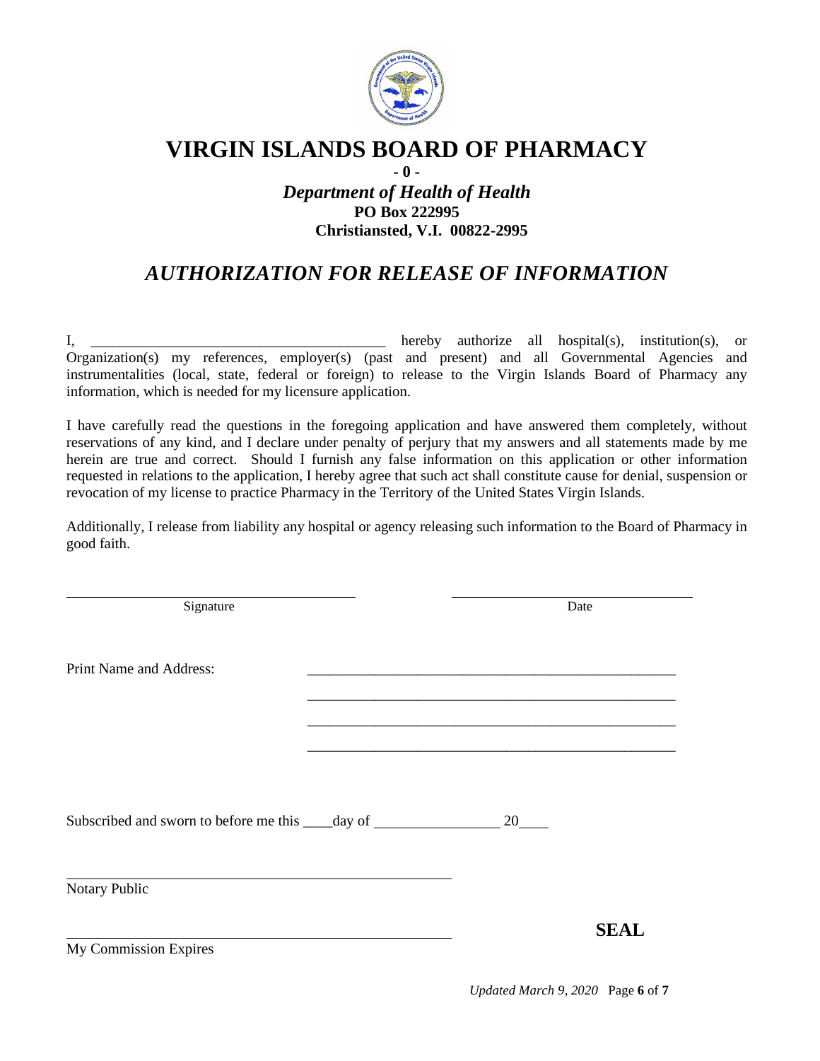# VIRGIN ISLANDS BOARD OF PHARMACY

**- 0 -**

***Department of Health of Health***

**PO Box 222995**

**Christiansted, V.I. 00822-2995**

## *AUTHORIZATION FOR RELEASE OF INFORMATION*

I, ________________________________________ hereby authorize all hospital(s), institution(s), or Organization(s) my references, employer(s) (past and present) and all Governmental Agencies and instrumentalities (local, state, federal or foreign) to release to the Virgin Islands Board of Pharmacy any information, which is needed for my licensure application.

I have carefully read the questions in the foregoing application and have answered them completely, without reservations of any kind, and I declare under penalty of perjury that my answers and all statements made by me herein are true and correct. Should I furnish any false information on this application or other information requested in relations to the application, I hereby agree that such act shall constitute cause for denial, suspension or revocation of my license to practice Pharmacy in the Territory of the United States Virgin Islands.

Additionally, I release from liability any hospital or agency releasing such information to the Board of Pharmacy in good faith.

________________________________________ ________________________________
Signature Date

Print Name and Address: ____________________________________________________

____________________________________________________

____________________________________________________

____________________________________________________

Subscribed and sworn to before me this ____day of ________________ 20____

____________________________________________________
Notary Public

____________________________________________________ **SEAL**
My Commission Expires

*Updated March 9, 2020*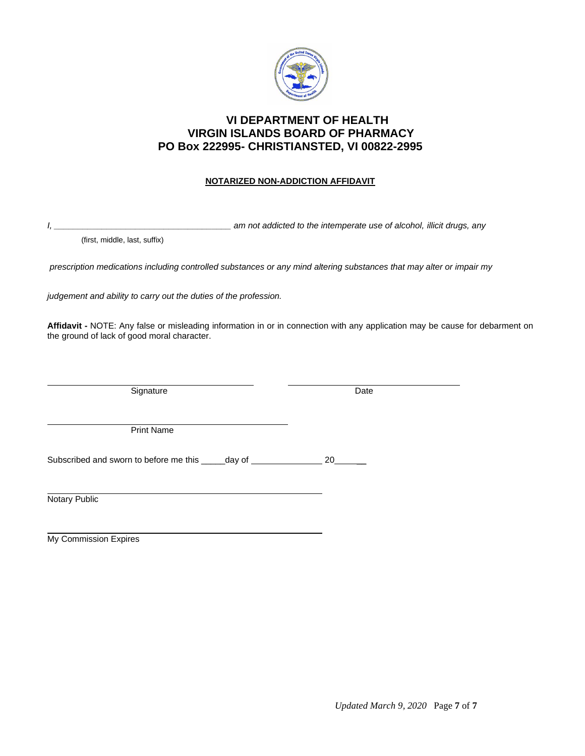## VI DEPARTMENT OF HEALTH
## VIRGIN ISLANDS BOARD OF PHARMACY
## PO Box 222995- CHRISTIANSTED, VI 00822-2995

**NOTARIZED NON-ADDICTION AFFIDAVIT**

*I, ____________________________________ am not addicted to the intemperate use of alcohol, illicit drugs, any*

(first, middle, last, suffix)

*prescription medications including controlled substances or any mind altering substances that may alter or impair my*

*judgement and ability to carry out the duties of the profession.*

**Affidavit -** NOTE: Any false or misleading information in or in connection with any application may be cause for debarment on the ground of lack of good moral character.

________________________________________ ________________________________

Signature Date

________________________________________

Print Name

Subscribed and sworn to before me this _____day of _______________ 20_______

________________________________________

Notary Public

________________________________________

My Commission Expires